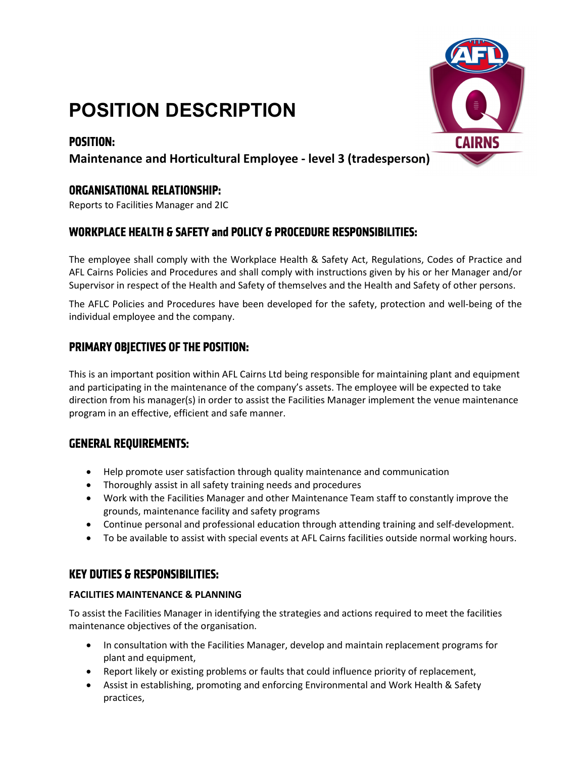# POSITION DESCRIPTION

## POSITION:

**Maintenance and Horticultural Employee - level 3 (tradesperson)**

## ORGANISATIONAL RELATIONSHIP:

Reports to Facilities Manager and 2IC

## WORKPLACE HEALTH & SAFETY and POLICY & PROCEDURE RESPONSIBILITIES:

The employee shall comply with the Workplace Health & Safety Act, Regulations, Codes of Practice and AFL Cairns Policies and Procedures and shall comply with instructions given by his or her Manager and/or Supervisor in respect of the Health and Safety of themselves and the Health and Safety of other persons.

The AFLC Policies and Procedures have been developed for the safety, protection and well-being of the individual employee and the company.

## PRIMARY OBJECTIVES OF THE POSITION:

This is an important position within AFL Cairns Ltd being responsible for maintaining plant and equipment and participating in the maintenance of the company's assets. The employee will be expected to take direction from his manager(s) in order to assist the Facilities Manager implement the venue maintenance program in an effective, efficient and safe manner.

## GENERAL REQUIREMENTS:

- Help promote user satisfaction through quality maintenance and communication
- Thoroughly assist in all safety training needs and procedures
- Work with the Facilities Manager and other Maintenance Team staff to constantly improve the grounds, maintenance facility and safety programs
- Continue personal and professional education through attending training and self-development.
- To be available to assist with special events at AFL Cairns facilities outside normal working hours.

## KEY DUTIES & RESPONSIBILITIES:

### FACILITIES MAINTENANCE & PLANNING

To assist the Facilities Manager in identifying the strategies and actions required to meet the facilities maintenance objectives of the organisation.

- In consultation with the Facilities Manager, develop and maintain replacement programs for plant and equipment,
- Report likely or existing problems or faults that could influence priority of replacement,
- Assist in establishing, promoting and enforcing Environmental and Work Health & Safety practices,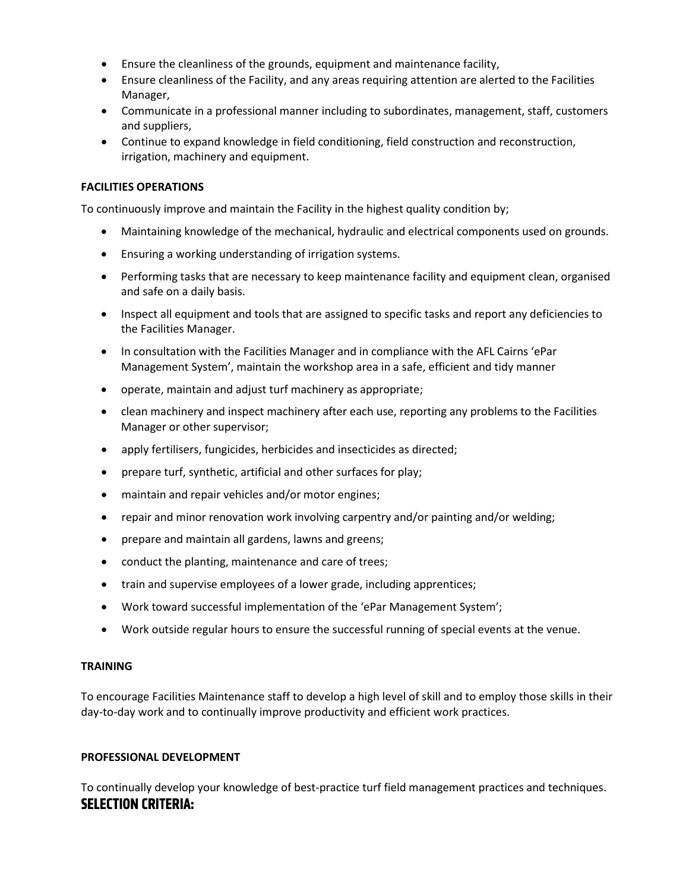- Ensure the cleanliness of the grounds, equipment and maintenance facility,
- Ensure cleanliness of the Facility, and any areas requiring attention are alerted to the Facilities Manager,
- Communicate in a professional manner including to subordinates, management, staff, customers and suppliers,
- Continue to expand knowledge in field conditioning, field construction and reconstruction, irrigation, machinery and equipment.

**FACILITIES OPERATIONS**

To continuously improve and maintain the Facility in the highest quality condition by;

- Maintaining knowledge of the mechanical, hydraulic and electrical components used on grounds.
- Ensuring a working understanding of irrigation systems.
- Performing tasks that are necessary to keep maintenance facility and equipment clean, organised and safe on a daily basis.
- Inspect all equipment and tools that are assigned to specific tasks and report any deficiencies to the Facilities Manager.
- In consultation with the Facilities Manager and in compliance with the AFL Cairns 'ePar Management System', maintain the workshop area in a safe, efficient and tidy manner
- operate, maintain and adjust turf machinery as appropriate;
- clean machinery and inspect machinery after each use, reporting any problems to the Facilities Manager or other supervisor;
- apply fertilisers, fungicides, herbicides and insecticides as directed;
- prepare turf, synthetic, artificial and other surfaces for play;
- maintain and repair vehicles and/or motor engines;
- repair and minor renovation work involving carpentry and/or painting and/or welding;
- prepare and maintain all gardens, lawns and greens;
- conduct the planting, maintenance and care of trees;
- train and supervise employees of a lower grade, including apprentices;
- Work toward successful implementation of the 'ePar Management System';
- Work outside regular hours to ensure the successful running of special events at the venue.

**TRAINING**

To encourage Facilities Maintenance staff to develop a high level of skill and to employ those skills in their day-to-day work and to continually improve productivity and efficient work practices.

**PROFESSIONAL DEVELOPMENT**

To continually develop your knowledge of best-practice turf field management practices and techniques.

## SELECTION CRITERIA: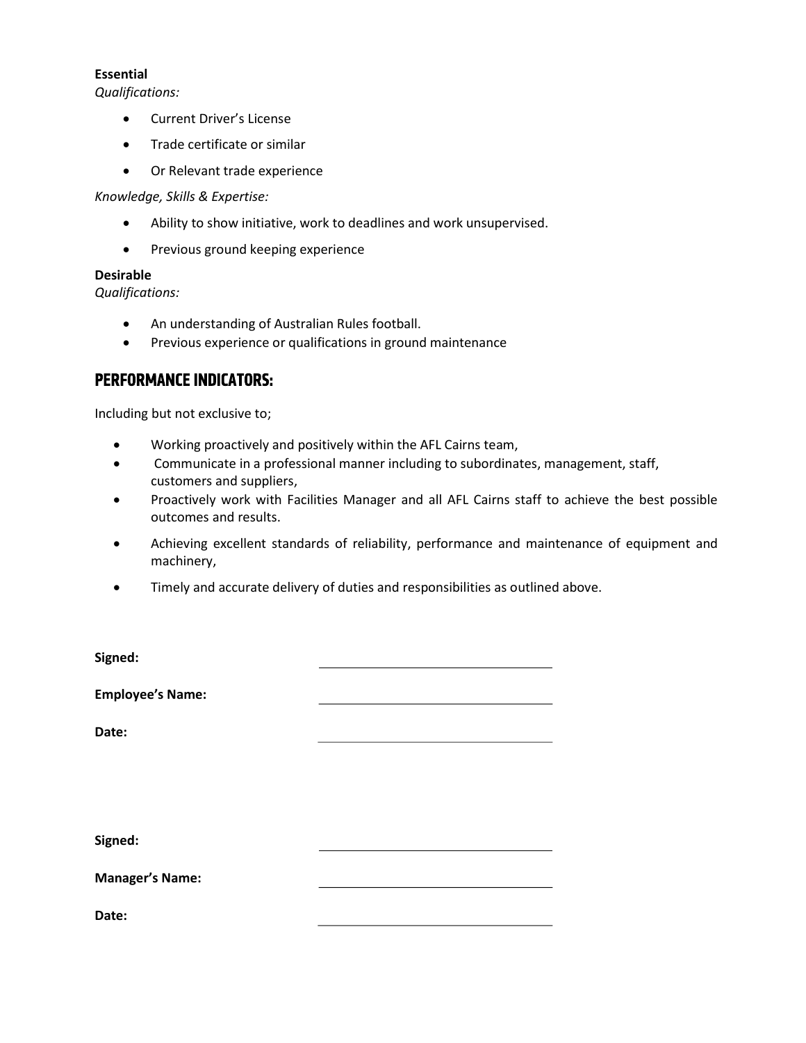**Essential**

*Qualifications:*

- Current Driver's License
- Trade certificate or similar
- Or Relevant trade experience

*Knowledge, Skills & Expertise:*

- Ability to show initiative, work to deadlines and work unsupervised.
- Previous ground keeping experience

**Desirable**

*Qualifications:*

- An understanding of Australian Rules football.
- Previous experience or qualifications in ground maintenance

## PERFORMANCE INDICATORS:

Including but not exclusive to;

- Working proactively and positively within the AFL Cairns team,
- Communicate in a professional manner including to subordinates, management, staff, customers and suppliers,
- Proactively work with Facilities Manager and all AFL Cairns staff to achieve the best possible outcomes and results.
- Achieving excellent standards of reliability, performance and maintenance of equipment and machinery,
- Timely and accurate delivery of duties and responsibilities as outlined above.

**Signed:** \_\_\_\_\_\_\_\_\_\_\_\_\_\_\_\_\_\_\_\_\_\_\_\_\_\_\_\_\_\_

**Employee's Name:** \_\_\_\_\_\_\_\_\_\_\_\_\_\_\_\_\_\_\_\_\_\_\_\_\_\_\_\_\_\_

**Date:** \_\_\_\_\_\_\_\_\_\_\_\_\_\_\_\_\_\_\_\_\_\_\_\_\_\_\_\_\_\_

**Signed:** \_\_\_\_\_\_\_\_\_\_\_\_\_\_\_\_\_\_\_\_\_\_\_\_\_\_\_\_\_\_

**Manager's Name:** \_\_\_\_\_\_\_\_\_\_\_\_\_\_\_\_\_\_\_\_\_\_\_\_\_\_\_\_\_\_

**Date:** \_\_\_\_\_\_\_\_\_\_\_\_\_\_\_\_\_\_\_\_\_\_\_\_\_\_\_\_\_\_